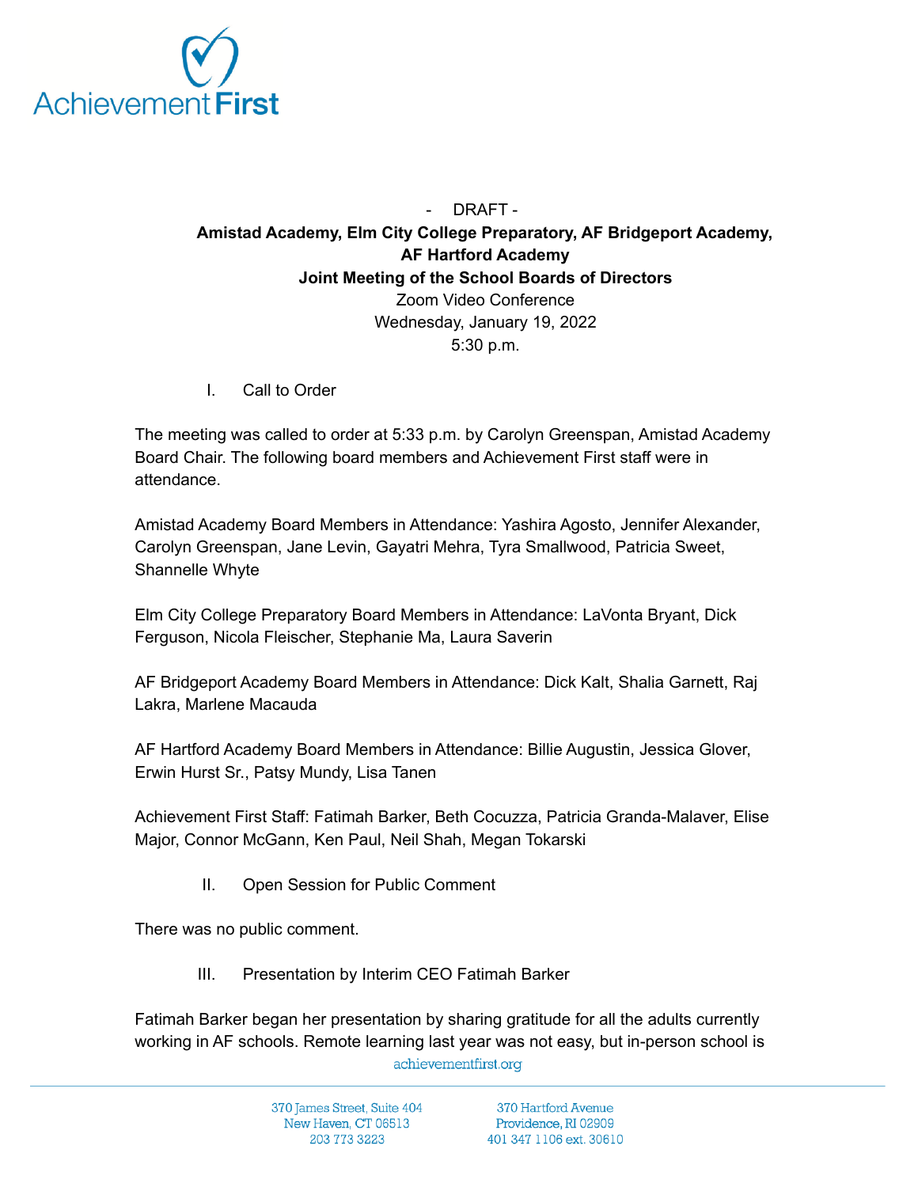\- DRAFT -

**Amistad Academy, Elm City College Preparatory, AF Bridgeport Academy, AF Hartford Academy**

**Joint Meeting of the School Boards of Directors**

Zoom Video Conference

Wednesday, January 19, 2022

5:30 p.m.

I. Call to Order

The meeting was called to order at 5:33 p.m. by Carolyn Greenspan, Amistad Academy Board Chair. The following board members and Achievement First staff were in attendance.

Amistad Academy Board Members in Attendance: Yashira Agosto, Jennifer Alexander, Carolyn Greenspan, Jane Levin, Gayatri Mehra, Tyra Smallwood, Patricia Sweet, Shannelle Whyte

Elm City College Preparatory Board Members in Attendance: LaVonta Bryant, Dick Ferguson, Nicola Fleischer, Stephanie Ma, Laura Saverin

AF Bridgeport Academy Board Members in Attendance: Dick Kalt, Shalia Garnett, Raj Lakra, Marlene Macauda

AF Hartford Academy Board Members in Attendance: Billie Augustin, Jessica Glover, Erwin Hurst Sr., Patsy Mundy, Lisa Tanen

Achievement First Staff: Fatimah Barker, Beth Cocuzza, Patricia Granda-Malaver, Elise Major, Connor McGann, Ken Paul, Neil Shah, Megan Tokarski

II. Open Session for Public Comment

There was no public comment.

III. Presentation by Interim CEO Fatimah Barker

Fatimah Barker began her presentation by sharing gratitude for all the adults currently working in AF schools. Remote learning last year was not easy, but in-person school is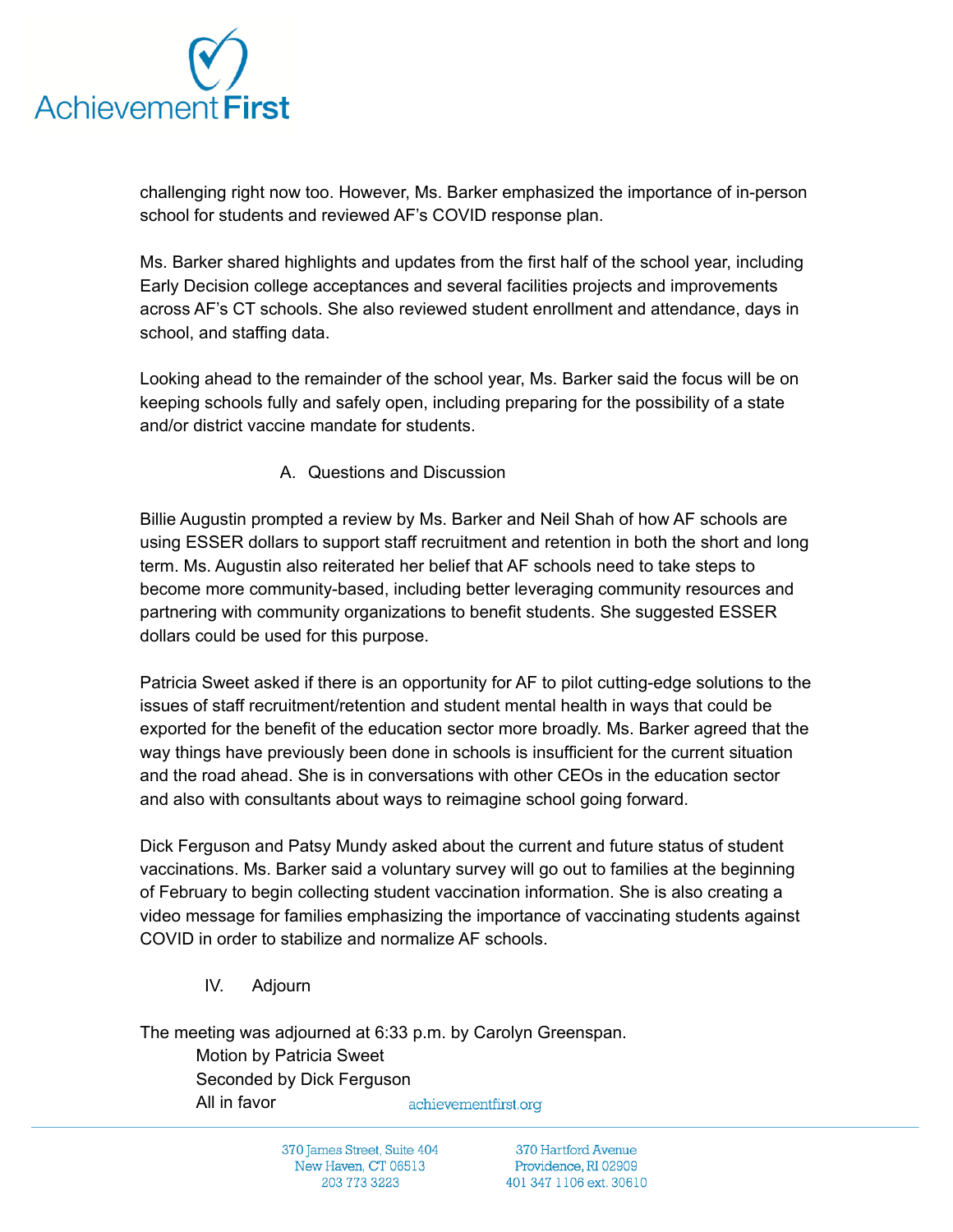challenging right now too. However, Ms. Barker emphasized the importance of in-person school for students and reviewed AF's COVID response plan.

Ms. Barker shared highlights and updates from the first half of the school year, including Early Decision college acceptances and several facilities projects and improvements across AF's CT schools. She also reviewed student enrollment and attendance, days in school, and staffing data.

Looking ahead to the remainder of the school year, Ms. Barker said the focus will be on keeping schools fully and safely open, including preparing for the possibility of a state and/or district vaccine mandate for students.

A. Questions and Discussion

Billie Augustin prompted a review by Ms. Barker and Neil Shah of how AF schools are using ESSER dollars to support staff recruitment and retention in both the short and long term. Ms. Augustin also reiterated her belief that AF schools need to take steps to become more community-based, including better leveraging community resources and partnering with community organizations to benefit students. She suggested ESSER dollars could be used for this purpose.

Patricia Sweet asked if there is an opportunity for AF to pilot cutting-edge solutions to the issues of staff recruitment/retention and student mental health in ways that could be exported for the benefit of the education sector more broadly. Ms. Barker agreed that the way things have previously been done in schools is insufficient for the current situation and the road ahead. She is in conversations with other CEOs in the education sector and also with consultants about ways to reimagine school going forward.

Dick Ferguson and Patsy Mundy asked about the current and future status of student vaccinations. Ms. Barker said a voluntary survey will go out to families at the beginning of February to begin collecting student vaccination information. She is also creating a video message for families emphasizing the importance of vaccinating students against COVID in order to stabilize and normalize AF schools.

IV. Adjourn

The meeting was adjourned at 6:33 p.m. by Carolyn Greenspan.

Motion by Patricia Sweet
Seconded by Dick Ferguson
All in favor